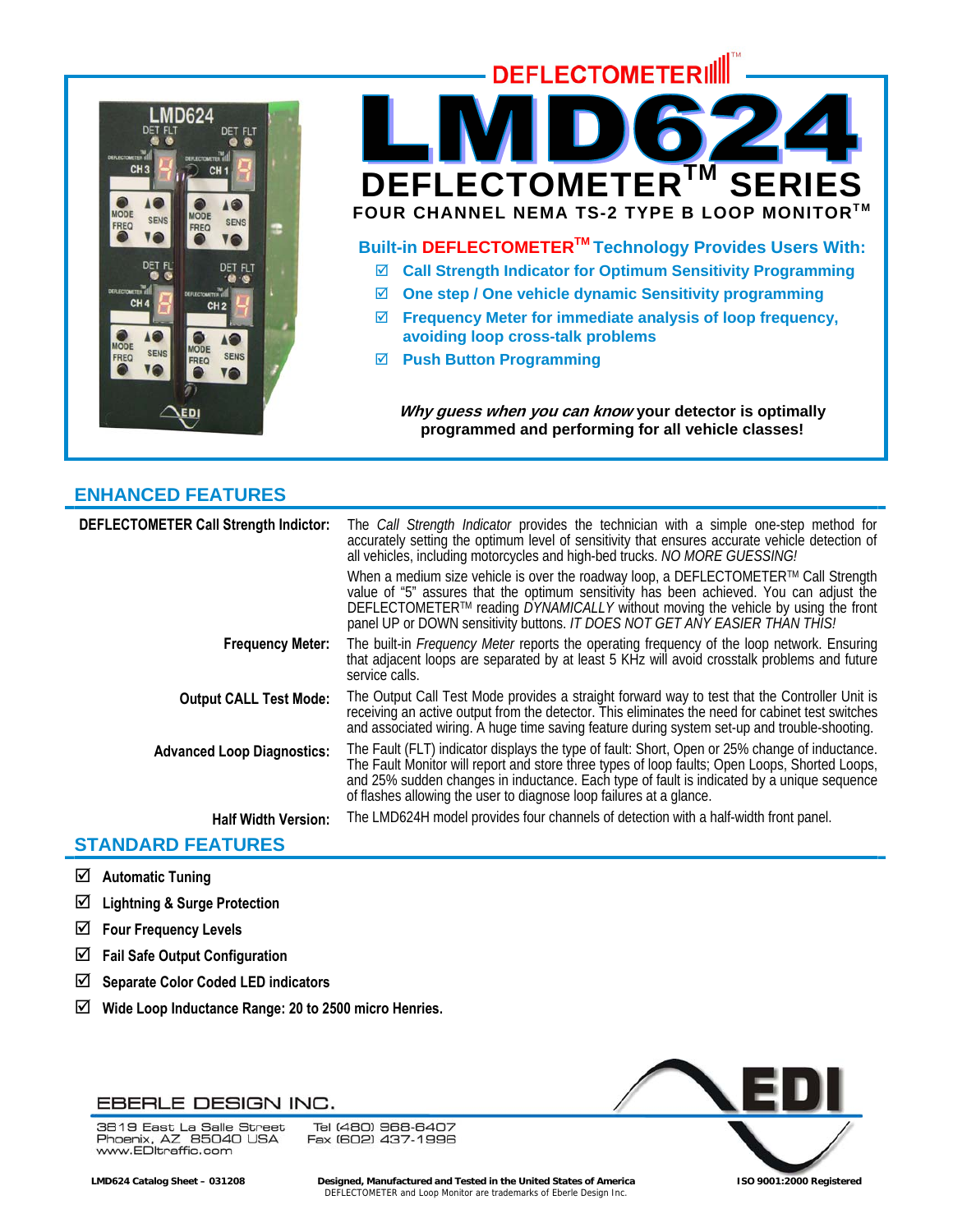DEFLECTOMETER™

# LMD624

## DEFLECTOMETER™ SERIES

**FOUR CHANNEL NEMA TS-2 TYPE B LOOP MONITOR™**

**Built-in DEFLECTOMETER™ Technology Provides Users With:**

- ☑ **Call Strength Indicator for Optimum Sensitivity Programming**
- ☑ **One step / One vehicle dynamic Sensitivity programming**
- ☑ **Frequency Meter for immediate analysis of loop frequency, avoiding loop cross-talk problems**
- ☑ **Push Button Programming**

***Why guess when you can know*** **your detector is optimally programmed and performing for all vehicle classes!**

## ENHANCED FEATURES

**DEFLECTOMETER Call Strength Indictor:** The *Call Strength Indicator* provides the technician with a simple one-step method for accurately setting the optimum level of sensitivity that ensures accurate vehicle detection of all vehicles, including motorcycles and high-bed trucks. *NO MORE GUESSING!*

When a medium size vehicle is over the roadway loop, a DEFLECTOMETER™ Call Strength value of "5" assures that the optimum sensitivity has been achieved. You can adjust the DEFLECTOMETER™ reading *DYNAMICALLY* without moving the vehicle by using the front panel UP or DOWN sensitivity buttons. *IT DOES NOT GET ANY EASIER THAN THIS!*

**Frequency Meter:** The built-in *Frequency Meter* reports the operating frequency of the loop network. Ensuring that adjacent loops are separated by at least 5 KHz will avoid crosstalk problems and future service calls.

**Output CALL Test Mode:** The Output Call Test Mode provides a straight forward way to test that the Controller Unit is receiving an active output from the detector. This eliminates the need for cabinet test switches and associated wiring. A huge time saving feature during system set-up and trouble-shooting.

**Advanced Loop Diagnostics:** The Fault (FLT) indicator displays the type of fault: Short, Open or 25% change of inductance. The Fault Monitor will report and store three types of loop faults; Open Loops, Shorted Loops, and 25% sudden changes in inductance. Each type of fault is indicated by a unique sequence of flashes allowing the user to diagnose loop failures at a glance.

**Half Width Version:** The LMD624H model provides four channels of detection with a half-width front panel.

## STANDARD FEATURES

- ☑ **Automatic Tuning**
- ☑ **Lightning & Surge Protection**
- ☑ **Four Frequency Levels**
- ☑ **Fail Safe Output Configuration**
- ☑ **Separate Color Coded LED indicators**
- ☑ **Wide Loop Inductance Range: 20 to 2500 micro Henries.**

EBERLE DESIGN INC.

3819 East La Salle Street
Phoenix, AZ 85040 USA
www.EDItraffic.com

Tel (480) 968-6407
Fax (602) 437-1996

EDI

**LMD624 Catalog Sheet – 031208**

**Designed, Manufactured and Tested in the United States of America**
DEFLECTOMETER and Loop Monitor are trademarks of Eberle Design Inc.

**ISO 9001:2000 Registered**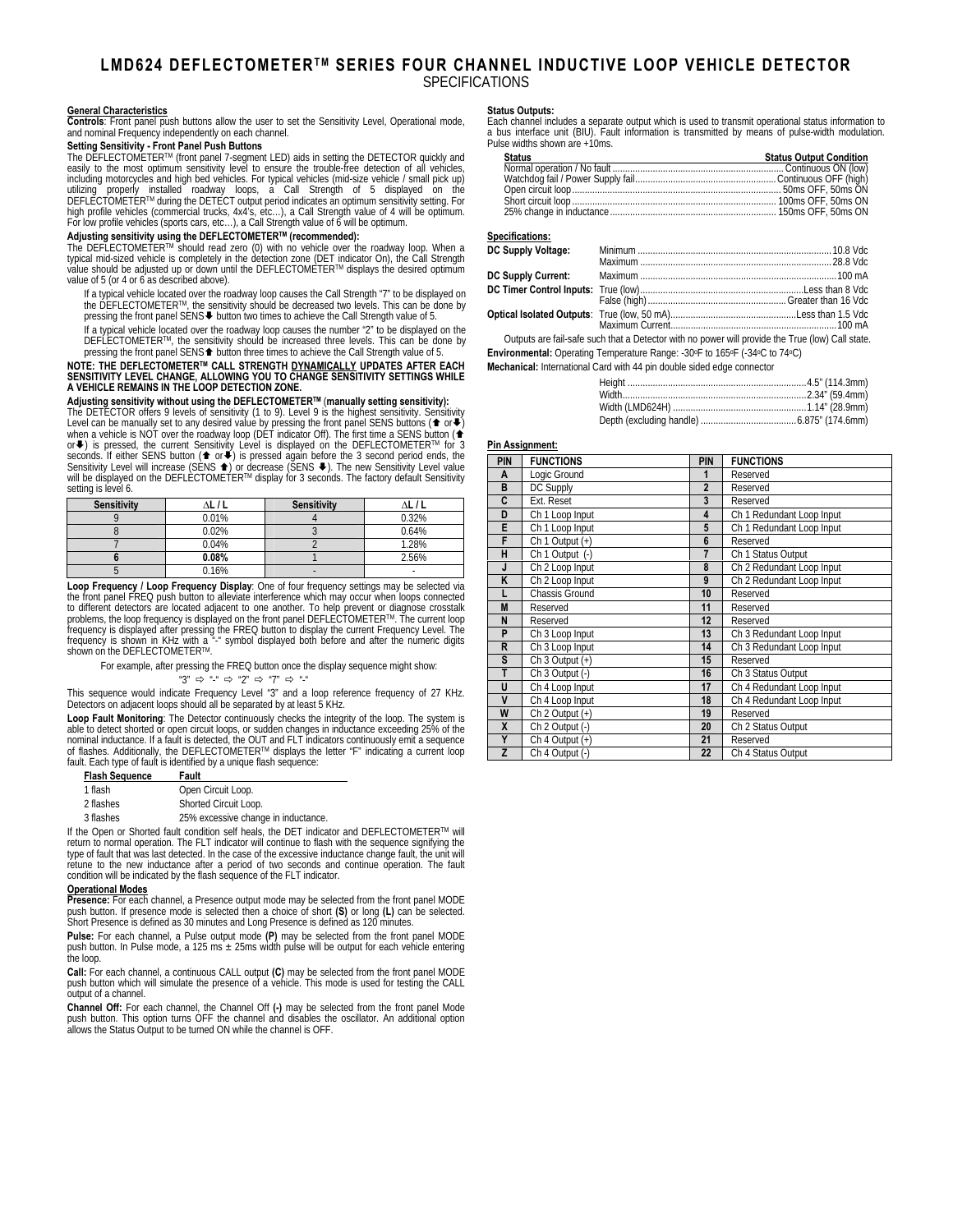# LMD624 DEFLECTOMETER™ SERIES FOUR CHANNEL INDUCTIVE LOOP VEHICLE DETECTOR

SPECIFICATIONS

**General Characteristics**

**Controls**: Front panel push buttons allow the user to set the Sensitivity Level, Operational mode, and nominal Frequency independently on each channel.

**Setting Sensitivity - Front Panel Push Buttons**

The DEFLECTOMETER™ (front panel 7-segment LED) aids in setting the DETECTOR quickly and easily to the most optimum sensitivity level to ensure the trouble-free detection of all vehicles, including motorcycles and high bed vehicles. For typical vehicles (mid-size vehicle / small pick up) utilizing properly installed roadway loops, a Call Strength of 5 displayed on the DEFLECTOMETER™ during the DETECT output period indicates an optimum sensitivity setting. For high profile vehicles (commercial trucks, 4x4's, etc…), a Call Strength value of 4 will be optimum. For low profile vehicles (sports cars, etc…), a Call Strength value of 6 will be optimum.

**Adjusting sensitivity using the DEFLECTOMETER™ (recommended):**

The DEFLECTOMETER™ should read zero (0) with no vehicle over the roadway loop. When a typical mid-sized vehicle is completely in the detection zone (DET indicator On), the Call Strength value should be adjusted up or down until the DEFLECTOMETER™ displays the desired optimum value of 5 (or 4 or 6 as described above).

If a typical vehicle located over the roadway loop causes the Call Strength "7" to be displayed on the DEFLECTOMETER™, the sensitivity should be decreased two levels. This can be done by pressing the front panel SENS⬇ button two times to achieve the Call Strength value of 5.

If a typical vehicle located over the roadway loop causes the number "2" to be displayed on the DEFLECTOMETER™, the sensitivity should be increased three levels. This can be done by pressing the front panel SENS⬆ button three times to achieve the Call Strength value of 5.

**NOTE: THE DEFLECTOMETER™ CALL STRENGTH DYNAMICALLY UPDATES AFTER EACH SENSITIVITY LEVEL CHANGE, ALLOWING YOU TO CHANGE SENSITIVITY SETTINGS WHILE A VEHICLE REMAINS IN THE LOOP DETECTION ZONE.**

**Adjusting sensitivity without using the DEFLECTOMETER™ (manually setting sensitivity):**

The DETECTOR offers 9 levels of sensitivity (1 to 9). Level 9 is the highest sensitivity. Sensitivity Level can be manually set to any desired value by pressing the front panel SENS buttons (⬆ or⬇) when a vehicle is NOT over the roadway loop (DET indicator Off). The first time a SENS button (⬆ or⬇) is pressed, the current Sensitivity Level is displayed on the DEFLECTOMETER™ for 3 seconds. If either SENS button (⬆ or⬇) is pressed again before the 3 second period ends, the Sensitivity Level will increase (SENS ⬆) or decrease (SENS ⬇). The new Sensitivity Level value will be displayed on the DEFLECTOMETER™ display for 3 seconds. The factory default Sensitivity setting is level 6.

| Sensitivity | ∆L / L | Sensitivity | ∆L / L |
|---|---|---|---|
| 9 | 0.01% | 4 | 0.32% |
| 8 | 0.02% | 3 | 0.64% |
| 7 | 0.04% | 2 | 1.28% |
| **6** | **0.08%** | 1 | 2.56% |
| 5 | 0.16% | - | - |

**Loop Frequency / Loop Frequency Display**: One of four frequency settings may be selected via the front panel FREQ push button to alleviate interference which may occur when loops connected to different detectors are located adjacent to one another. To help prevent or diagnose crosstalk problems, the loop frequency is displayed on the front panel DEFLECTOMETER™. The current loop frequency is displayed after pressing the FREQ button to display the current Frequency Level. The frequency is shown in KHz with a "-" symbol displayed both before and after the numeric digits shown on the DEFLECTOMETER™.

For example, after pressing the FREQ button once the display sequence might show:

"3" ⇨ "-" ⇨ "2" ⇨ "7" ⇨ "-"

This sequence would indicate Frequency Level "3" and a loop reference frequency of 27 KHz. Detectors on adjacent loops should all be separated by at least 5 KHz.

**Loop Fault Monitoring**: The Detector continuously checks the integrity of the loop. The system is able to detect shorted or open circuit loops, or sudden changes in inductance exceeding 25% of the nominal inductance. If a fault is detected, the OUT and FLT indicators continuously emit a sequence of flashes. Additionally, the DEFLECTOMETER™ displays the letter "F" indicating a current loop fault. Each type of fault is identified by a unique flash sequence:

| Flash Sequence | Fault |
|---|---|
| 1 flash | Open Circuit Loop. |
| 2 flashes | Shorted Circuit Loop. |
| 3 flashes | 25% excessive change in inductance. |

If the Open or Shorted fault condition self heals, the DET indicator and DEFLECTOMETER™ will return to normal operation. The FLT indicator will continue to flash with the sequence signifying the type of fault that was last detected. In the case of the excessive inductance change fault, the unit will retune to the new inductance after a period of two seconds and continue operation. The fault condition will be indicated by the flash sequence of the FLT indicator.

**Operational Modes**

**Presence:** For each channel, a Presence output mode may be selected from the front panel MODE push button. If presence mode is selected then a choice of short **(S)** or long **(L)** can be selected. Short Presence is defined as 30 minutes and Long Presence is defined as 120 minutes.

**Pulse:** For each channel, a Pulse output mode **(P)** may be selected from the front panel MODE push button. In Pulse mode, a 125 ms ± 25ms width pulse will be output for each vehicle entering the loop.

**Call:** For each channel, a continuous CALL output **(C)** may be selected from the front panel MODE push button which will simulate the presence of a vehicle. This mode is used for testing the CALL output of a channel.

**Channel Off:** For each channel, the Channel Off **(-)** may be selected from the front panel Mode push button. This option turns OFF the channel and disables the oscillator. An additional option allows the Status Output to be turned ON while the channel is OFF.

**Status Outputs:**

Each channel includes a separate output which is used to transmit operational status information to a bus interface unit (BIU). Fault information is transmitted by means of pulse-width modulation. Pulse widths shown are +10ms.

| Status | Status Output Condition |
|---|---|
| Normal operation / No fault | Continuous ON (low) |
| Watchdog fail / Power Supply fail | Continuous OFF (high) |
| Open circuit loop | 50ms OFF, 50ms ON |
| Short circuit loop | 100ms OFF, 50ms ON |
| 25% change in inductance | 150ms OFF, 50ms ON |

**Specifications:**

| | | |
|---|---|---|
| **DC Supply Voltage:** | Minimum | 10.8 Vdc |
| | Maximum | 28.8 Vdc |
| **DC Supply Current:** | Maximum | 100 mA |
| **DC Timer Control Inputs:** | True (low) | Less than 8 Vdc |
| | False (high) | Greater than 16 Vdc |
| **Optical Isolated Outputs**: | True (low, 50 mA) | Less than 1.5 Vdc |
| | Maximum Current | 100 mA |

Outputs are fail-safe such that a Detector with no power will provide the True (low) Call state.

**Environmental:** Operating Temperature Range: -30°F to 165°F (-34°C to 74°C)

**Mechanical:** International Card with 44 pin double sided edge connector

| | |
|---|---|
| Height | 4.5" (114.3mm) |
| Width | 2.34" (59.4mm) |
| Width (LMD624H) | 1.14" (28.9mm) |
| Depth (excluding handle) | 6.875" (174.6mm) |

**Pin Assignment:**

| PIN | FUNCTIONS | PIN | FUNCTIONS |
|---|---|---|---|
| A | Logic Ground | 1 | Reserved |
| B | DC Supply | 2 | Reserved |
| C | Ext. Reset | 3 | Reserved |
| D | Ch 1 Loop Input | 4 | Ch 1 Redundant Loop Input |
| E | Ch 1 Loop Input | 5 | Ch 1 Redundant Loop Input |
| F | Ch 1 Output (+) | 6 | Reserved |
| H | Ch 1 Output (-) | 7 | Ch 1 Status Output |
| J | Ch 2 Loop Input | 8 | Ch 2 Redundant Loop Input |
| K | Ch 2 Loop Input | 9 | Ch 2 Redundant Loop Input |
| L | Chassis Ground | 10 | Reserved |
| M | Reserved | 11 | Reserved |
| N | Reserved | 12 | Reserved |
| P | Ch 3 Loop Input | 13 | Ch 3 Redundant Loop Input |
| R | Ch 3 Loop Input | 14 | Ch 3 Redundant Loop Input |
| S | Ch 3 Output (+) | 15 | Reserved |
| T | Ch 3 Output (-) | 16 | Ch 3 Status Output |
| U | Ch 4 Loop Input | 17 | Ch 4 Redundant Loop Input |
| V | Ch 4 Loop Input | 18 | Ch 4 Redundant Loop Input |
| W | Ch 2 Output (+) | 19 | Reserved |
| X | Ch 2 Output (-) | 20 | Ch 2 Status Output |
| Y | Ch 4 Output (+) | 21 | Reserved |
| Z | Ch 4 Output (-) | 22 | Ch 4 Status Output |